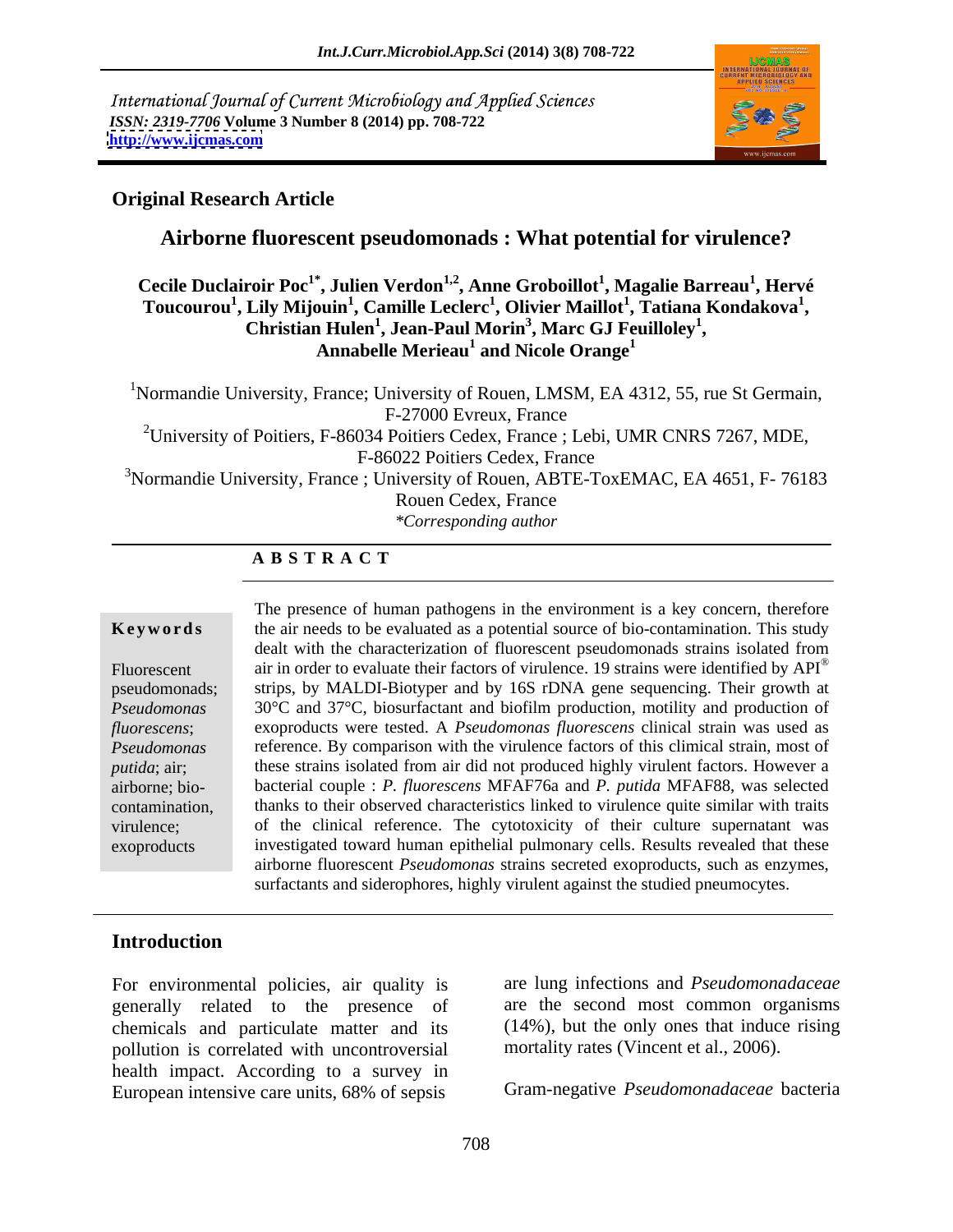International Journal of Current Microbiology and Applied Sciences
*ISSN: 2319-7706* **Volume 3 Number 8 (2014) pp. 708-722**
**http://www.ijcmas.com**

**Original Research Article**

# Airborne fluorescent pseudomonads : What potential for virulence?

**Cecile Duclairoir Poc[1*], Julien Verdon[1,2], Anne Groboillot[1], Magalie Barreau[1], Hervé Toucourou[1], Lily Mijouin[1], Camille Leclerc[1], Olivier Maillot[1], Tatiana Kondakova[1], Christian Hulen[1], Jean-Paul Morin[3], Marc GJ Feuilloley[1], Annabelle Merieau[1] and Nicole Orange[1]**

[1]Normandie University, France; University of Rouen, LMSM, EA 4312, 55, rue St Germain, F-27000 Evreux, France
[2]University of Poitiers, F-86034 Poitiers Cedex, France ; Lebi, UMR CNRS 7267, MDE, F-86022 Poitiers Cedex, France
[3]Normandie University, France ; University of Rouen, ABTE-ToxEMAC, EA 4651, F- 76183 Rouen Cedex, France
*\*Corresponding author*

**A B S T R A C T**

**Keywords**

Fluorescent pseudomonads; *Pseudomonas fluorescens*; *Pseudomonas putida*; air; airborne; bio-contamination, virulence; exoproducts

The presence of human pathogens in the environment is a key concern, therefore the air needs to be evaluated as a potential source of bio-contamination. This study dealt with the characterization of fluorescent pseudomonads strains isolated from air in order to evaluate their factors of virulence. 19 strains were identified by API® strips, by MALDI-Biotyper and by 16S rDNA gene sequencing. Their growth at 30°C and 37°C, biosurfactant and biofilm production, motility and production of exoproducts were tested. A *Pseudomonas fluorescens* clinical strain was used as reference. By comparison with the virulence factors of this climical strain, most of these strains isolated from air did not produced highly virulent factors. However a bacterial couple : *P. fluorescens* MFAF76a and *P. putida* MFAF88, was selected thanks to their observed characteristics linked to virulence quite similar with traits of the clinical reference. The cytotoxicity of their culture supernatant was investigated toward human epithelial pulmonary cells. Results revealed that these airborne fluorescent *Pseudomonas* strains secreted exoproducts, such as enzymes, surfactants and siderophores, highly virulent against the studied pneumocytes.

## Introduction

For environmental policies, air quality is generally related to the presence of chemicals and particulate matter and its pollution is correlated with uncontroversial health impact. According to a survey in European intensive care units, 68% of sepsis are lung infections and *Pseudomonadaceae* are the second most common organisms (14%), but the only ones that induce rising mortality rates (Vincent et al., 2006).

Gram-negative *Pseudomonadaceae* bacteria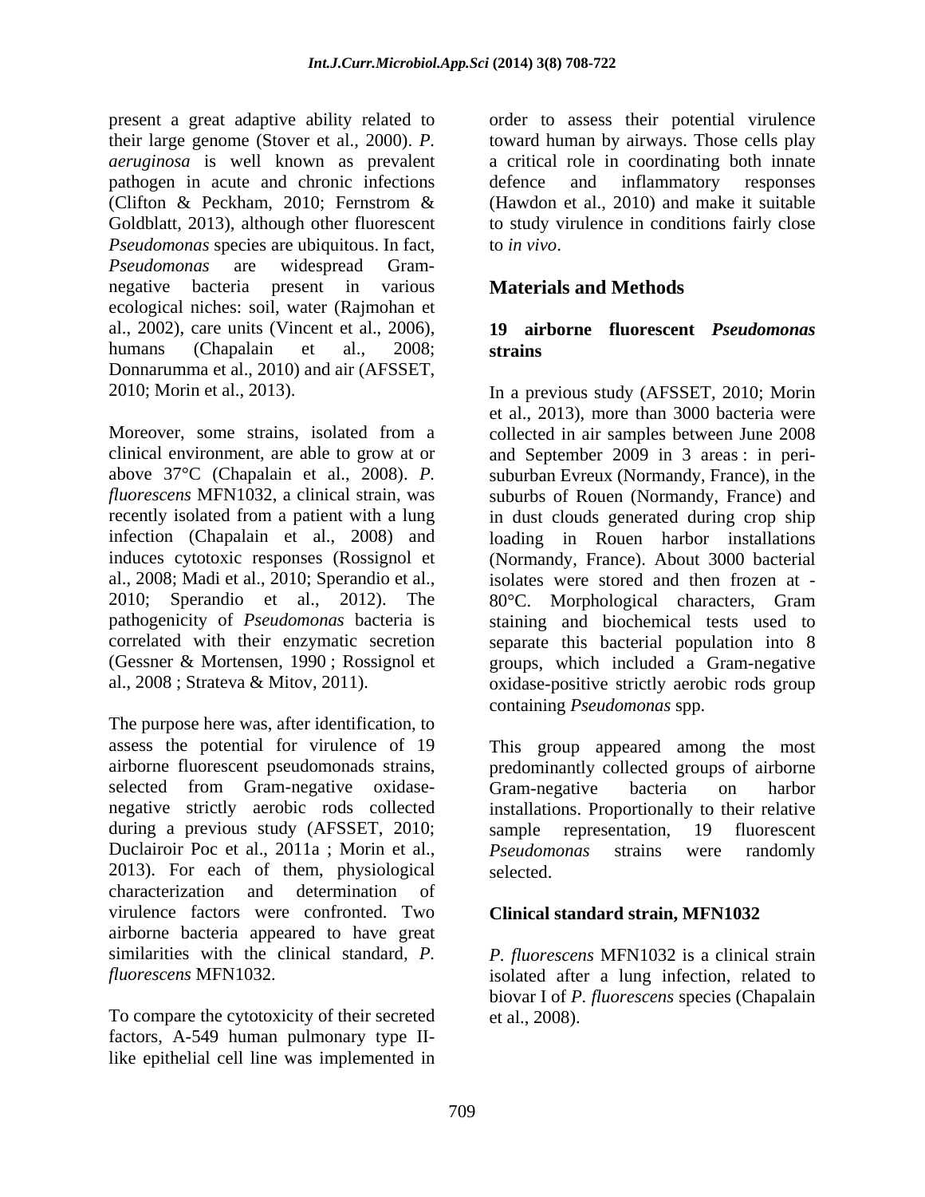present a great adaptive ability related to their large genome (Stover et al., 2000). *P. aeruginosa* is well known as prevalent pathogen in acute and chronic infections (Clifton & Peckham, 2010; Fernstrom & Goldblatt, 2013), although other fluorescent *Pseudomonas* species are ubiquitous. In fact, *Pseudomonas* are widespread Gram-negative bacteria present in various ecological niches: soil, water (Rajmohan et al., 2002), care units (Vincent et al., 2006), humans (Chapalain et al., 2008; Donnarumma et al., 2010) and air (AFSSET, 2010; Morin et al., 2013).

Moreover, some strains, isolated from a clinical environment, are able to grow at or above 37°C (Chapalain et al., 2008). *P. fluorescens* MFN1032, a clinical strain, was recently isolated from a patient with a lung infection (Chapalain et al., 2008) and induces cytotoxic responses (Rossignol et al., 2008; Madi et al., 2010; Sperandio et al., 2010; Sperandio et al., 2012). The pathogenicity of *Pseudomonas* bacteria is correlated with their enzymatic secretion (Gessner & Mortensen, 1990 ; Rossignol et al., 2008 ; Strateva & Mitov, 2011).

The purpose here was, after identification, to assess the potential for virulence of 19 airborne fluorescent pseudomonads strains, selected from Gram-negative oxidase-negative strictly aerobic rods collected during a previous study (AFSSET, 2010; Duclairoir Poc et al., 2011a ; Morin et al., 2013). For each of them, physiological characterization and determination of virulence factors were confronted. Two airborne bacteria appeared to have great similarities with the clinical standard, *P. fluorescens* MFN1032.

To compare the cytotoxicity of their secreted factors, A-549 human pulmonary type II-like epithelial cell line was implemented in order to assess their potential virulence toward human by airways. Those cells play a critical role in coordinating both innate defence and inflammatory responses (Hawdon et al., 2010) and make it suitable to study virulence in conditions fairly close to *in vivo*.

## Materials and Methods

### 19 airborne fluorescent *Pseudomonas* strains

In a previous study (AFSSET, 2010; Morin et al., 2013), more than 3000 bacteria were collected in air samples between June 2008 and September 2009 in 3 areas : in peri-suburban Evreux (Normandy, France), in the suburbs of Rouen (Normandy, France) and in dust clouds generated during crop ship loading in Rouen harbor installations (Normandy, France). About 3000 bacterial isolates were stored and then frozen at -80°C. Morphological characters, Gram staining and biochemical tests used to separate this bacterial population into 8 groups, which included a Gram-negative oxidase-positive strictly aerobic rods group containing *Pseudomonas* spp.

This group appeared among the most predominantly collected groups of airborne Gram-negative bacteria on harbor installations. Proportionally to their relative sample representation, 19 fluorescent *Pseudomonas* strains were randomly selected.

### Clinical standard strain, MFN1032

*P. fluorescens* MFN1032 is a clinical strain isolated after a lung infection, related to biovar I of *P. fluorescens* species (Chapalain et al., 2008).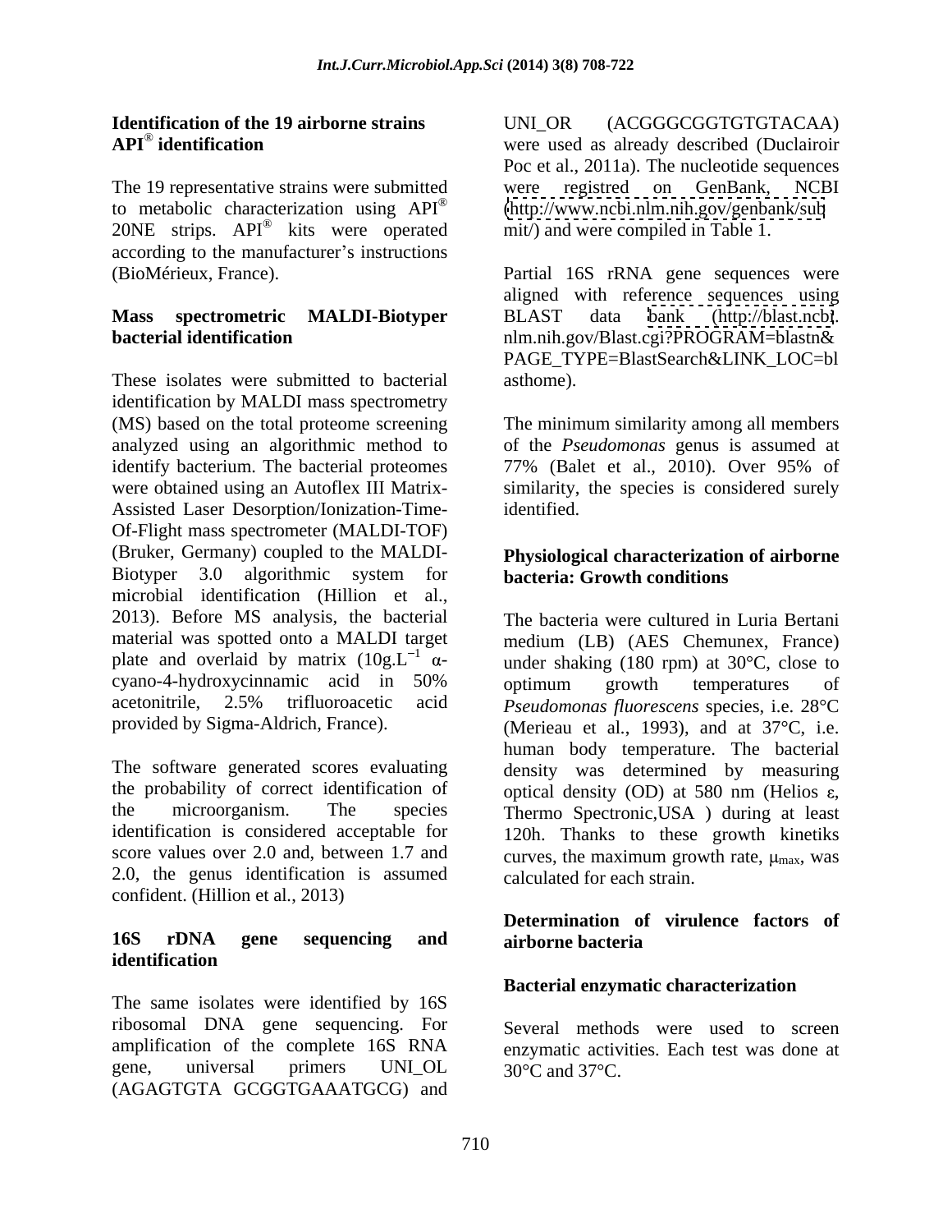### Identification of the 19 airborne strains

#### API® identification

The 19 representative strains were submitted to metabolic characterization using API® 20NE strips. API® kits were operated according to the manufacturer's instructions (BioMérieux, France).

#### Mass spectrometric MALDI-Biotyper bacterial identification

These isolates were submitted to bacterial identification by MALDI mass spectrometry (MS) based on the total proteome screening analyzed using an algorithmic method to identify bacterium. The bacterial proteomes were obtained using an Autoflex III Matrix-Assisted Laser Desorption/Ionization-Time-Of-Flight mass spectrometer (MALDI-TOF) (Bruker, Germany) coupled to the MALDI-Biotyper 3.0 algorithmic system for microbial identification (Hillion et al., 2013). Before MS analysis, the bacterial material was spotted onto a MALDI target plate and overlaid by matrix ($10 g.L^{-1}$ α-cyano-4-hydroxycinnamic acid in 50% acetonitrile, 2.5% trifluoroacetic acid provided by Sigma-Aldrich, France).

The software generated scores evaluating the probability of correct identification of the microorganism. The species identification is considered acceptable for score values over 2.0 and, between 1.7 and 2.0, the genus identification is assumed confident. (Hillion et al., 2013)

#### 16S rDNA gene sequencing and identification

The same isolates were identified by 16S ribosomal DNA gene sequencing. For amplification of the complete 16S RNA gene, universal primers UNI_OL (AGAGTGTA GCGGTGAAATGCG) and UNI_OR (ACGGGCGGTGTGTACAA) were used as already described (Duclairoir Poc et al., 2011a). The nucleotide sequences were registred on GenBank, NCBI (http://www.ncbi.nlm.nih.gov/genbank/submit/) and were compiled in Table 1.

Partial 16S rRNA gene sequences were aligned with reference sequences using BLAST data bank (http://blast.ncbi.nlm.nih.gov/Blast.cgi?PROGRAM=blastn&PAGE_TYPE=BlastSearch&LINK_LOC=blasthome).

The minimum similarity among all members of the *Pseudomonas* genus is assumed at 77% (Balet et al., 2010). Over 95% of similarity, the species is considered surely identified.

### Physiological characterization of airborne bacteria: Growth conditions

The bacteria were cultured in Luria Bertani medium (LB) (AES Chemunex, France) under shaking (180 rpm) at 30°C, close to optimum growth temperatures of *Pseudomonas fluorescens* species, i.e. 28°C (Merieau et al., 1993), and at 37°C, i.e. human body temperature. The bacterial density was determined by measuring optical density (OD) at 580 nm (Helios ε, Thermo Spectronic,USA ) during at least 120h. Thanks to these growth kinetiks curves, the maximum growth rate, $\mu_{max}$, was calculated for each strain.

### Determination of virulence factors of airborne bacteria

#### Bacterial enzymatic characterization

Several methods were used to screen enzymatic activities. Each test was done at 30°C and 37°C.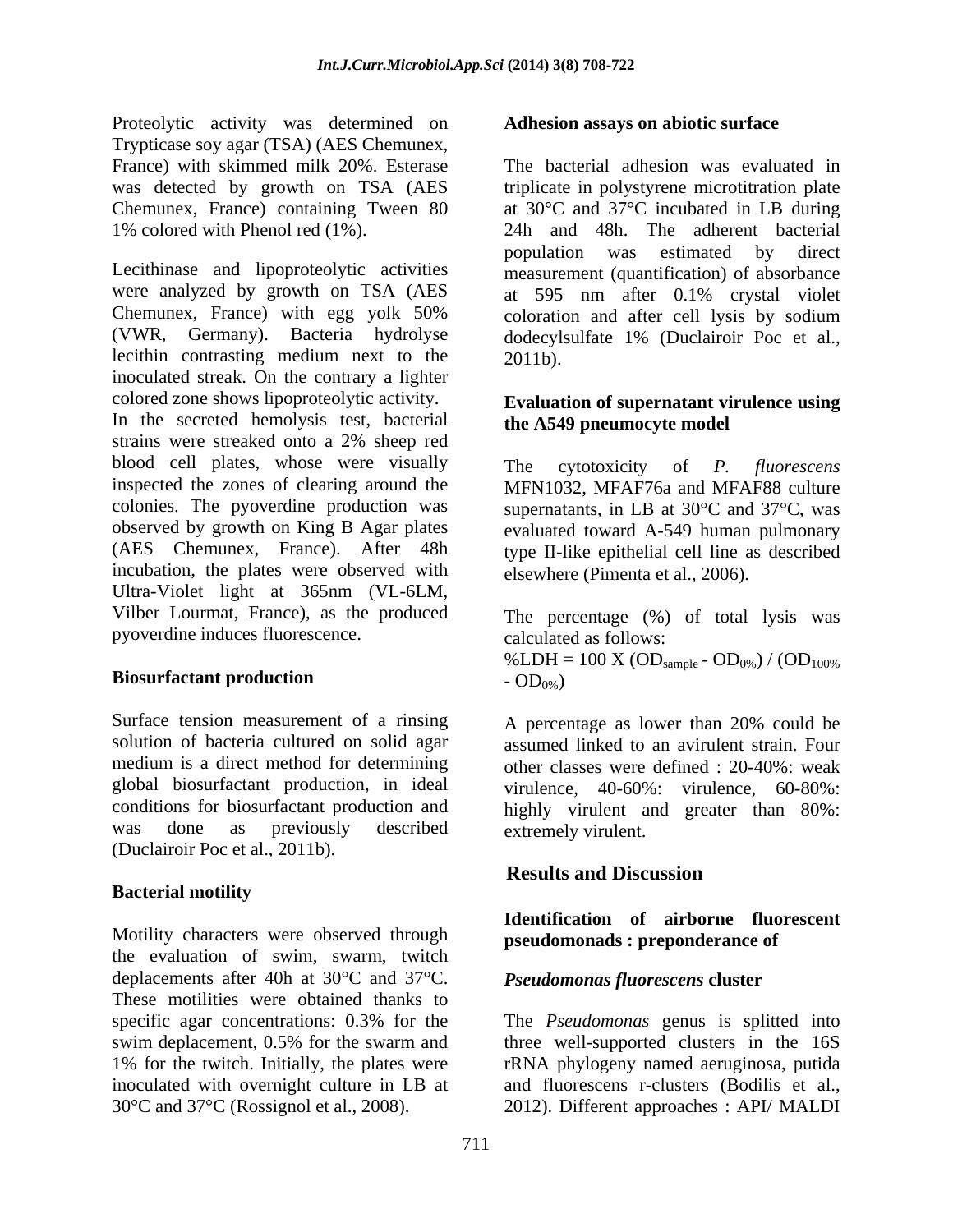Proteolytic activity was determined on Trypticase soy agar (TSA) (AES Chemunex, France) with skimmed milk 20%. Esterase was detected by growth on TSA (AES Chemunex, France) containing Tween 80 1% colored with Phenol red (1%).

Lecithinase and lipoproteolytic activities were analyzed by growth on TSA (AES Chemunex, France) with egg yolk 50% (VWR, Germany). Bacteria hydrolyse lecithin contrasting medium next to the inoculated streak. On the contrary a lighter colored zone shows lipoproteolytic activity. In the secreted hemolysis test, bacterial strains were streaked onto a 2% sheep red blood cell plates, whose were visually inspected the zones of clearing around the colonies. The pyoverdine production was observed by growth on King B Agar plates (AES Chemunex, France). After 48h incubation, the plates were observed with Ultra-Violet light at 365nm (VL-6LM, Vilber Lourmat, France), as the produced pyoverdine induces fluorescence.

**Biosurfactant production**

Surface tension measurement of a rinsing solution of bacteria cultured on solid agar medium is a direct method for determining global biosurfactant production, in ideal conditions for biosurfactant production and was done as previously described (Duclairoir Poc et al., 2011b).

**Bacterial motility**

Motility characters were observed through the evaluation of swim, swarm, twitch deplacements after 40h at 30°C and 37°C. These motilities were obtained thanks to specific agar concentrations: 0.3% for the swim deplacement, 0.5% for the swarm and 1% for the twitch. Initially, the plates were inoculated with overnight culture in LB at 30°C and 37°C (Rossignol et al., 2008).

**Adhesion assays on abiotic surface**

The bacterial adhesion was evaluated in triplicate in polystyrene microtitration plate at 30°C and 37°C incubated in LB during 24h and 48h. The adherent bacterial population was estimated by direct measurement (quantification) of absorbance at 595 nm after 0.1% crystal violet coloration and after cell lysis by sodium dodecylsulfate 1% (Duclairoir Poc et al., 2011b).

**Evaluation of supernatant virulence using the A549 pneumocyte model**

The cytotoxicity of *P. fluorescens* MFN1032, MFAF76a and MFAF88 culture supernatants, in LB at 30°C and 37°C, was evaluated toward A-549 human pulmonary type II-like epithelial cell line as described elsewhere (Pimenta et al., 2006).

The percentage (%) of total lysis was calculated as follows:

$$\%LDH = 100 \times (OD_{sample} - OD_{0\%}) / (OD_{100\%} - OD_{0\%})$$

A percentage as lower than 20% could be assumed linked to an avirulent strain. Four other classes were defined : 20-40%: weak virulence, 40-60%: virulence, 60-80%: highly virulent and greater than 80%: extremely virulent.

## Results and Discussion

**Identification of airborne fluorescent pseudomonads : preponderance of *Pseudomonas fluorescens* cluster**

The *Pseudomonas* genus is splitted into three well-supported clusters in the 16S rRNA phylogeny named aeruginosa, putida and fluorescens r-clusters (Bodilis et al., 2012). Different approaches : API/ MALDI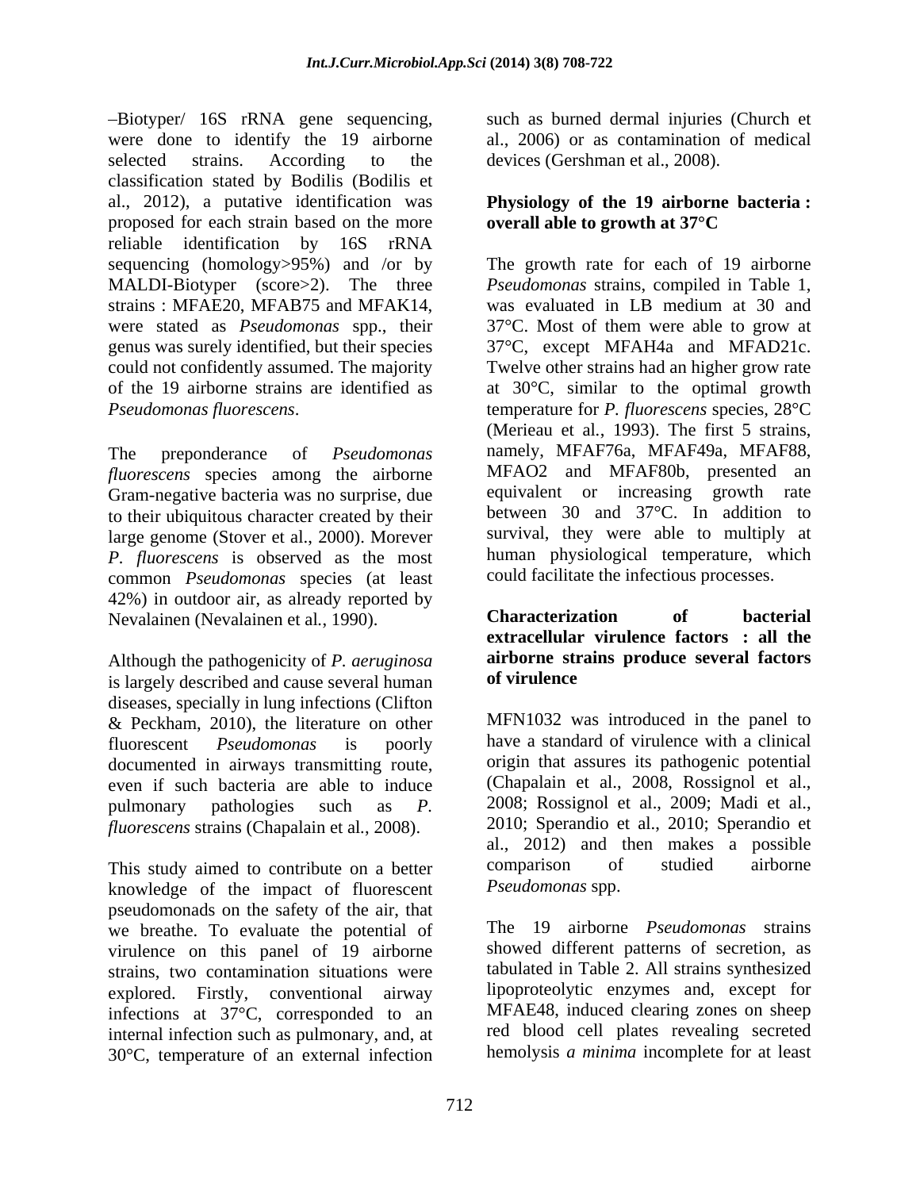–Biotyper/ 16S rRNA gene sequencing, were done to identify the 19 airborne selected strains. According to the classification stated by Bodilis (Bodilis et al., 2012), a putative identification was proposed for each strain based on the more reliable identification by 16S rRNA sequencing (homology>95%) and /or by MALDI-Biotyper (score>2). The three strains : MFAE20, MFAB75 and MFAK14, were stated as *Pseudomonas* spp., their genus was surely identified, but their species could not confidently assumed. The majority of the 19 airborne strains are identified as *Pseudomonas fluorescens*.

The preponderance of *Pseudomonas fluorescens* species among the airborne Gram-negative bacteria was no surprise, due to their ubiquitous character created by their large genome (Stover et al., 2000). Morever *P. fluorescens* is observed as the most common *Pseudomonas* species (at least 42%) in outdoor air, as already reported by Nevalainen (Nevalainen et al*.*, 1990).

Although the pathogenicity of *P. aeruginosa* is largely described and cause several human diseases, specially in lung infections (Clifton & Peckham, 2010), the literature on other fluorescent *Pseudomonas* is poorly documented in airways transmitting route, even if such bacteria are able to induce pulmonary pathologies such as *P. fluorescens* strains (Chapalain et al*.*, 2008).

This study aimed to contribute on a better knowledge of the impact of fluorescent pseudomonads on the safety of the air, that we breathe. To evaluate the potential of virulence on this panel of 19 airborne strains, two contamination situations were explored. Firstly, conventional airway infections at 37°C, corresponded to an internal infection such as pulmonary, and, at 30°C, temperature of an external infection such as burned dermal injuries (Church et al., 2006) or as contamination of medical devices (Gershman et al., 2008).

**Physiology of the 19 airborne bacteria : overall able to growth at 37°C**

The growth rate for each of 19 airborne *Pseudomonas* strains, compiled in Table 1, was evaluated in LB medium at 30 and 37°C. Most of them were able to grow at 37°C, except MFAH4a and MFAD21c. Twelve other strains had an higher grow rate at 30°C, similar to the optimal growth temperature for *P. fluorescens* species, 28°C (Merieau et al*.*, 1993). The first 5 strains, namely, MFAF76a, MFAF49a, MFAF88, MFAO2 and MFAF80b, presented an equivalent or increasing growth rate between 30 and 37°C. In addition to survival, they were able to multiply at human physiological temperature, which could facilitate the infectious processes.

**Characterization of bacterial extracellular virulence factors : all the airborne strains produce several factors of virulence**

MFN1032 was introduced in the panel to have a standard of virulence with a clinical origin that assures its pathogenic potential (Chapalain et al., 2008, Rossignol et al., 2008; Rossignol et al., 2009; Madi et al., 2010; Sperandio et al., 2010; Sperandio et al., 2012) and then makes a possible comparison of studied airborne *Pseudomonas* spp.

The 19 airborne *Pseudomonas* strains showed different patterns of secretion, as tabulated in Table 2. All strains synthesized lipoproteolytic enzymes and, except for MFAE48, induced clearing zones on sheep red blood cell plates revealing secreted hemolysis *a minima* incomplete for at least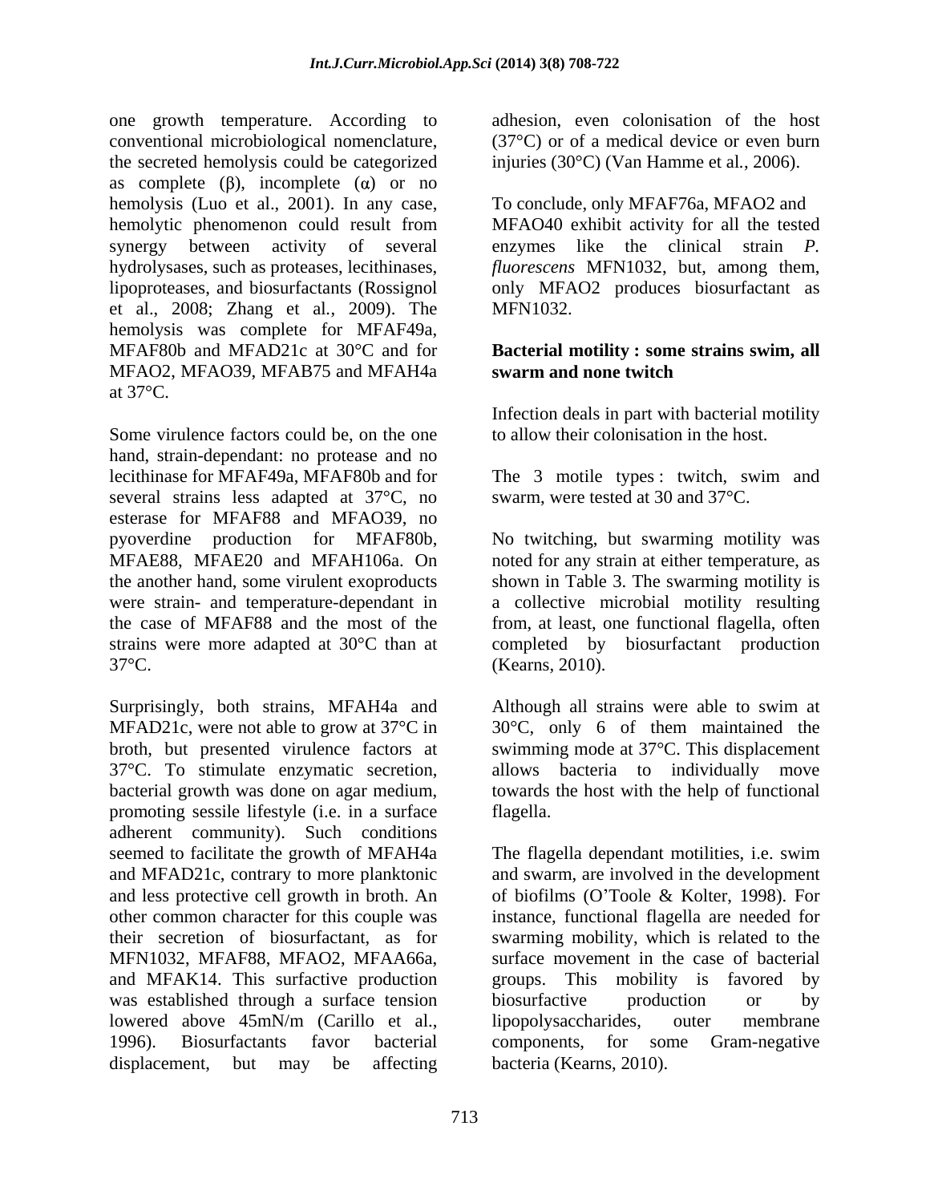one growth temperature. According to conventional microbiological nomenclature, the secreted hemolysis could be categorized as complete (β), incomplete (α) or no hemolysis (Luo et al., 2001). In any case, hemolytic phenomenon could result from synergy between activity of several hydrolysases, such as proteases, lecithinases, lipoproteases, and biosurfactants (Rossignol et al., 2008; Zhang et al., 2009). The hemolysis was complete for MFAF49a, MFAF80b and MFAD21c at 30°C and for MFAO2, MFAO39, MFAB75 and MFAH4a at 37°C.

Some virulence factors could be, on the one hand, strain-dependant: no protease and no lecithinase for MFAF49a, MFAF80b and for several strains less adapted at 37°C, no esterase for MFAF88 and MFAO39, no pyoverdine production for MFAF80b, MFAE88, MFAE20 and MFAH106a. On the another hand, some virulent exoproducts were strain- and temperature-dependant in the case of MFAF88 and the most of the strains were more adapted at 30°C than at 37°C.

Surprisingly, both strains, MFAH4a and MFAD21c, were not able to grow at 37°C in broth, but presented virulence factors at 37°C. To stimulate enzymatic secretion, bacterial growth was done on agar medium, promoting sessile lifestyle (i.e. in a surface adherent community). Such conditions seemed to facilitate the growth of MFAH4a and MFAD21c, contrary to more planktonic and less protective cell growth in broth. An other common character for this couple was their secretion of biosurfactant, as for MFN1032, MFAF88, MFAO2, MFAA66a, and MFAK14. This surfactive production was established through a surface tension lowered above 45mN/m (Carillo et al., 1996). Biosurfactants favor bacterial displacement, but may be affecting adhesion, even colonisation of the host (37°C) or of a medical device or even burn injuries (30°C) (Van Hamme et al., 2006).

To conclude, only MFAF76a, MFAO2 and MFAO40 exhibit activity for all the tested enzymes like the clinical strain *P. fluorescens* MFN1032, but, among them, only MFAO2 produces biosurfactant as MFN1032.

## Bacterial motility : some strains swim, all swarm and none twitch

Infection deals in part with bacterial motility to allow their colonisation in the host.

The 3 motile types : twitch, swim and swarm, were tested at 30 and 37°C.

No twitching, but swarming motility was noted for any strain at either temperature, as shown in Table 3. The swarming motility is a collective microbial motility resulting from, at least, one functional flagella, often completed by biosurfactant production (Kearns, 2010).

Although all strains were able to swim at 30°C, only 6 of them maintained the swimming mode at 37°C. This displacement allows bacteria to individually move towards the host with the help of functional flagella.

The flagella dependant motilities, i.e. swim and swarm, are involved in the development of biofilms (O'Toole & Kolter, 1998). For instance, functional flagella are needed for swarming mobility, which is related to the surface movement in the case of bacterial groups. This mobility is favored by biosurfactive production or by lipopolysaccharides, outer membrane components, for some Gram-negative bacteria (Kearns, 2010).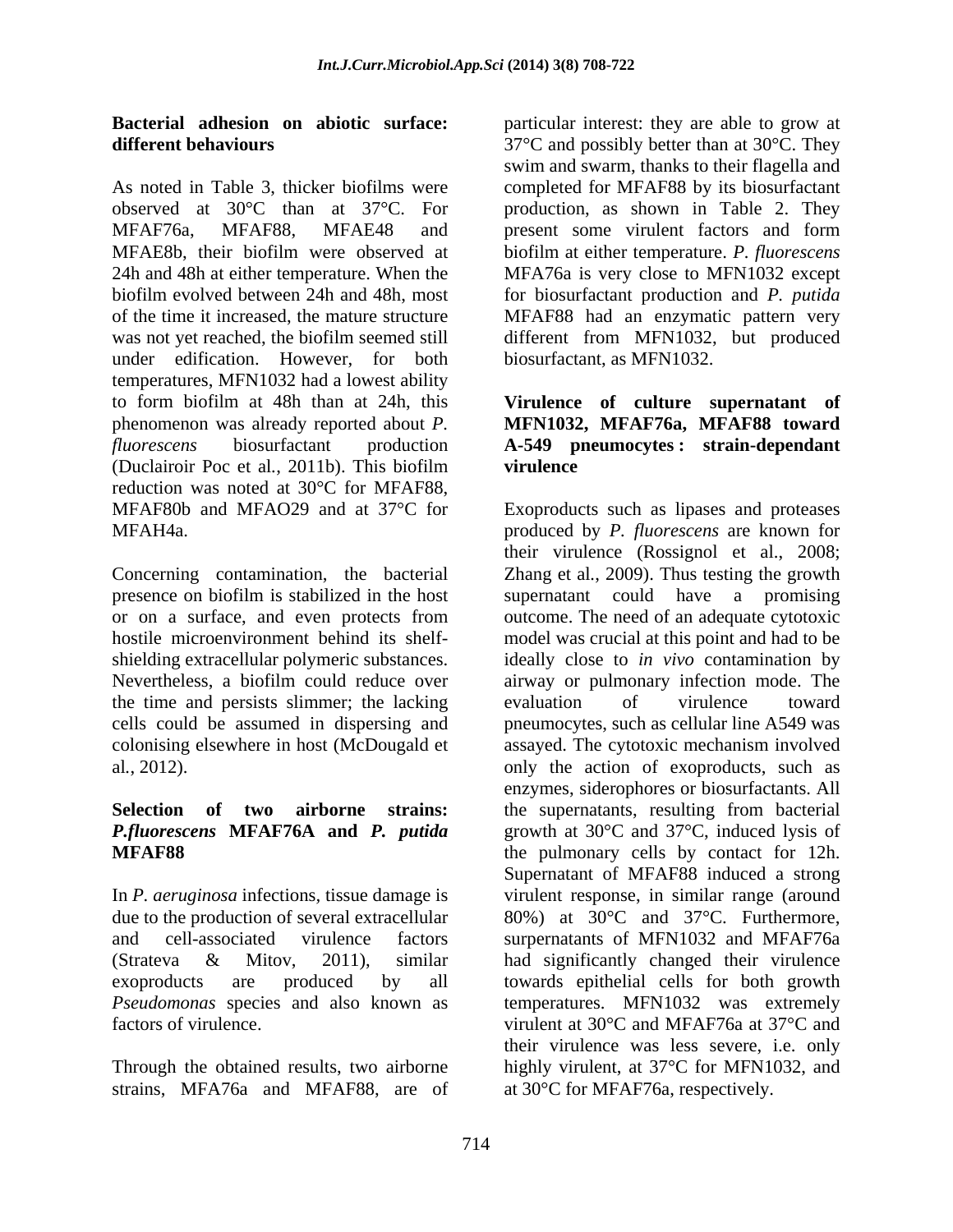**Bacterial adhesion on abiotic surface: different behaviours**

As noted in Table 3, thicker biofilms were observed at 30°C than at 37°C. For MFAF76a, MFAF88, MFAE48 and MFAE8b, their biofilm were observed at 24h and 48h at either temperature. When the biofilm evolved between 24h and 48h, most of the time it increased, the mature structure was not yet reached, the biofilm seemed still under edification. However, for both temperatures, MFN1032 had a lowest ability to form biofilm at 48h than at 24h, this phenomenon was already reported about *P. fluorescens* biosurfactant production (Duclairoir Poc et al., 2011b). This biofilm reduction was noted at 30°C for MFAF88, MFAF80b and MFAO29 and at 37°C for MFAH4a.

Concerning contamination, the bacterial presence on biofilm is stabilized in the host or on a surface, and even protects from hostile microenvironment behind its shelf-shielding extracellular polymeric substances. Nevertheless, a biofilm could reduce over the time and persists slimmer; the lacking cells could be assumed in dispersing and colonising elsewhere in host (McDougald et al., 2012).

**Selection of two airborne strains: *P.fluorescens* MFAF76A and *P. putida* MFAF88**

In *P. aeruginosa* infections, tissue damage is due to the production of several extracellular and cell-associated virulence factors (Strateva & Mitov, 2011), similar exoproducts are produced by all *Pseudomonas* species and also known as factors of virulence.

Through the obtained results, two airborne strains, MFA76a and MFAF88, are of particular interest: they are able to grow at 37°C and possibly better than at 30°C. They swim and swarm, thanks to their flagella and completed for MFAF88 by its biosurfactant production, as shown in Table 2. They present some virulent factors and form biofilm at either temperature. *P. fluorescens* MFA76a is very close to MFN1032 except for biosurfactant production and *P. putida* MFAF88 had an enzymatic pattern very different from MFN1032, but produced biosurfactant, as MFN1032.

**Virulence of culture supernatant of MFN1032, MFAF76a, MFAF88 toward A-549 pneumocytes : strain-dependant virulence**

Exoproducts such as lipases and proteases produced by *P. fluorescens* are known for their virulence (Rossignol et al., 2008; Zhang et al., 2009). Thus testing the growth supernatant could have a promising outcome. The need of an adequate cytotoxic model was crucial at this point and had to be ideally close to *in vivo* contamination by airway or pulmonary infection mode. The evaluation of virulence toward pneumocytes, such as cellular line A549 was assayed. The cytotoxic mechanism involved only the action of exoproducts, such as enzymes, siderophores or biosurfactants. All the supernatants, resulting from bacterial growth at 30°C and 37°C, induced lysis of the pulmonary cells by contact for 12h. Supernatant of MFAF88 induced a strong virulent response, in similar range (around 80%) at 30°C and 37°C. Furthermore, surpernatants of MFN1032 and MFAF76a had significantly changed their virulence towards epithelial cells for both growth temperatures. MFN1032 was extremely virulent at 30°C and MFAF76a at 37°C and their virulence was less severe, i.e. only highly virulent, at 37°C for MFN1032, and at 30°C for MFAF76a, respectively.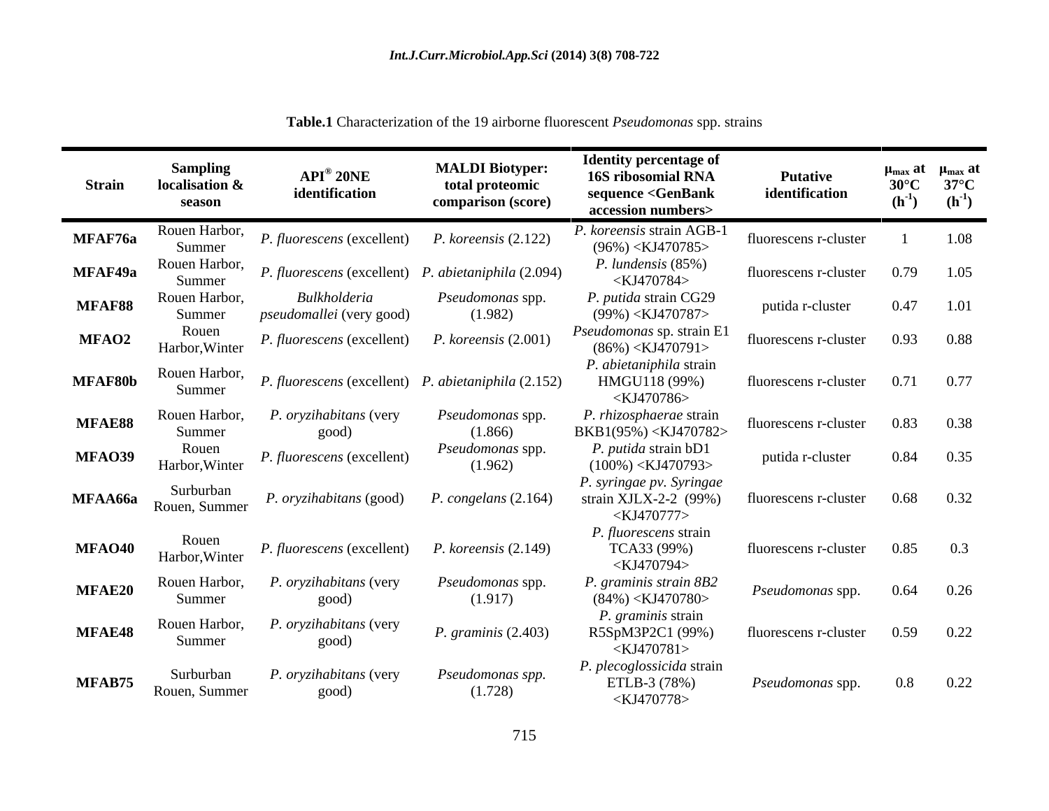**Table.1** Characterization of the 19 airborne fluorescent *Pseudomonas* spp. strains

| Strain | Sampling localisation & season | API® 20NE identification | MALDI Biotyper: total proteomic comparison (score) | Identity percentage of 16S ribosomial RNA sequence <GenBank accession numbers> | Putative identification | $\mu_{max}$ at 30°C ($h^{-1}$) | $\mu_{max}$ at 37°C ($h^{-1}$) |
|---|---|---|---|---|---|---|---|
| **MFAF76a** | Rouen Harbor, Summer | *P. fluorescens* (excellent) | *P. koreensis* (2.122) | *P. koreensis* strain AGB-1 (96%) <KJ470785> | fluorescens r-cluster | 1 | 1.08 |
| **MFAF49a** | Rouen Harbor, Summer | *P. fluorescens* (excellent) | *P. abietaniphila* (2.094) | *P. lundensis* (85%) <KJ470784> | fluorescens r-cluster | 0.79 | 1.05 |
| **MFAF88** | Rouen Harbor, Summer | *Bulkholderia pseudomallei* (very good) | *Pseudomonas* spp. (1.982) | *P. putida* strain CG29 (99%) <KJ470787> | putida r-cluster | 0.47 | 1.01 |
| **MFAO2** | Rouen Harbor,Winter | *P. fluorescens* (excellent) | *P. koreensis* (2.001) | *Pseudomonas* sp. strain E1 (86%) <KJ470791> | fluorescens r-cluster | 0.93 | 0.88 |
| **MFAF80b** | Rouen Harbor, Summer | *P. fluorescens* (excellent) | *P. abietaniphila* (2.152) | *P. abietaniphila* strain HMGU118 (99%) <KJ470786> | fluorescens r-cluster | 0.71 | 0.77 |
| **MFAE88** | Rouen Harbor, Summer | *P. oryzihabitans* (very good) | *Pseudomonas* spp. (1.866) | *P. rhizosphaerae* strain BKB1(95%) <KJ470782> | fluorescens r-cluster | 0.83 | 0.38 |
| **MFAO39** | Rouen Harbor,Winter | *P. fluorescens* (excellent) | *Pseudomonas* spp. (1.962) | *P. putida* strain bD1 (100%) <KJ470793> | putida r-cluster | 0.84 | 0.35 |
| **MFAA66a** | Surburban Rouen, Summer | *P. oryzihabitans* (good) | *P. congelans* (2.164) | *P. syringae pv. Syringae* strain XJLX-2-2 (99%) <KJ470777> | fluorescens r-cluster | 0.68 | 0.32 |
| **MFAO40** | Rouen Harbor,Winter | *P. fluorescens* (excellent) | *P. koreensis* (2.149) | *P. fluorescens* strain TCA33 (99%) <KJ470794> | fluorescens r-cluster | 0.85 | 0.3 |
| **MFAE20** | Rouen Harbor, Summer | *P. oryzihabitans* (very good) | *Pseudomonas* spp. (1.917) | *P. graminis strain 8B2* (84%) <KJ470780> | *Pseudomonas* spp. | 0.64 | 0.26 |
| **MFAE48** | Rouen Harbor, Summer | *P. oryzihabitans* (very good) | *P. graminis* (2.403) | *P. graminis* strain R5SpM3P2C1 (99%) <KJ470781> | fluorescens r-cluster | 0.59 | 0.22 |
| **MFAB75** | Surburban Rouen, Summer | *P. oryzihabitans* (very good) | *Pseudomonas spp.* (1.728) | *P. plecoglossicida* strain ETLB-3 (78%) <KJ470778> | *Pseudomonas* spp. | 0.8 | 0.22 |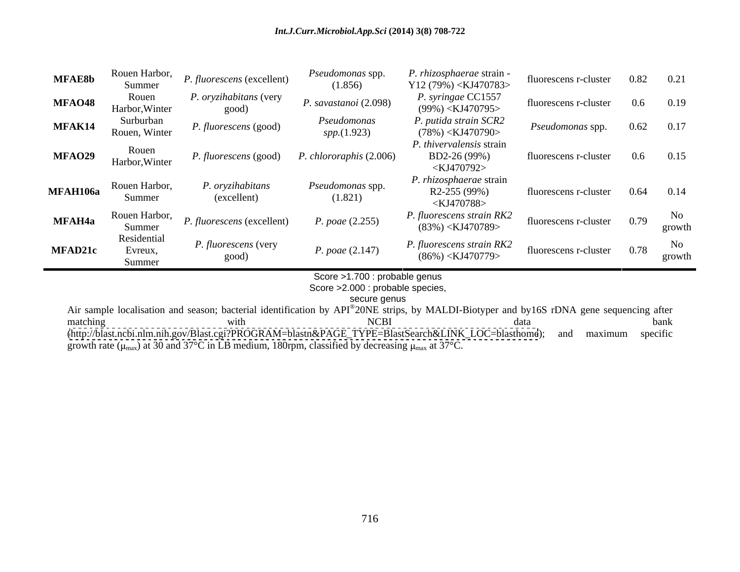| | | | | | | | |
|---|---|---|---|---|---|---|---|
| **MFAE8b** | Rouen Harbor, Summer | *P. fluorescens* (excellent) | *Pseudomonas* spp. (1.856) | *P. rhizosphaerae* strain - Y12 (79%) <KJ470783> | fluorescens r-cluster | 0.82 | 0.21 |
| **MFAO48** | Rouen Harbor,Winter | *P. oryzihabitans* (very good) | *P. savastanoi* (2.098) | *P. syringae* CC1557 (99%) <KJ470795> | fluorescens r-cluster | 0.6 | 0.19 |
| **MFAK14** | Surburban Rouen, Winter | *P. fluorescens* (good) | *Pseudomonas spp.*(1.923) | *P. putida strain SCR2* (78%) <KJ470790> | *Pseudomonas* spp. | 0.62 | 0.17 |
| **MFAO29** | Rouen Harbor,Winter | *P. fluorescens* (good) | *P. chlororaphis* (2.006) | *P. thivervalensis* strain BD2-26 (99%) <KJ470792> | fluorescens r-cluster | 0.6 | 0.15 |
| **MFAH106a** | Rouen Harbor, Summer | *P. oryzihabitans* (excellent) | *Pseudomonas* spp. (1.821) | *P. rhizosphaerae* strain R2-255 (99%) <KJ470788> | fluorescens r-cluster | 0.64 | 0.14 |
| **MFAH4a** | Rouen Harbor, Summer | *P. fluorescens* (excellent) | *P. poae* (2.255) | *P. fluorescens strain RK2* (83%) <KJ470789> | fluorescens r-cluster | 0.79 | No growth |
| **MFAD21c** | Residential Evreux, Summer | *P. fluorescens* (very good) | *P. poae* (2.147) | *P. fluorescens strain RK2* (86%) <KJ470779> | fluorescens r-cluster | 0.78 | No growth |

Score >1.700 : probable genus
Score >2.000 : probable species, secure genus

Air sample localisation and season; bacterial identification by API®20NE strips, by MALDI-Biotyper and by16S rDNA gene sequencing after matching with NCBI data bank (http://blast.ncbi.nlm.nih.gov/Blast.cgi?PROGRAM=blastn&PAGE_TYPE=BlastSearch&LINK_LOC=blasthome); and maximum specific growth rate ($\mu_{max}$) at 30 and 37°C in LB medium, 180rpm, classified by decreasing $\mu_{max}$ at 37°C.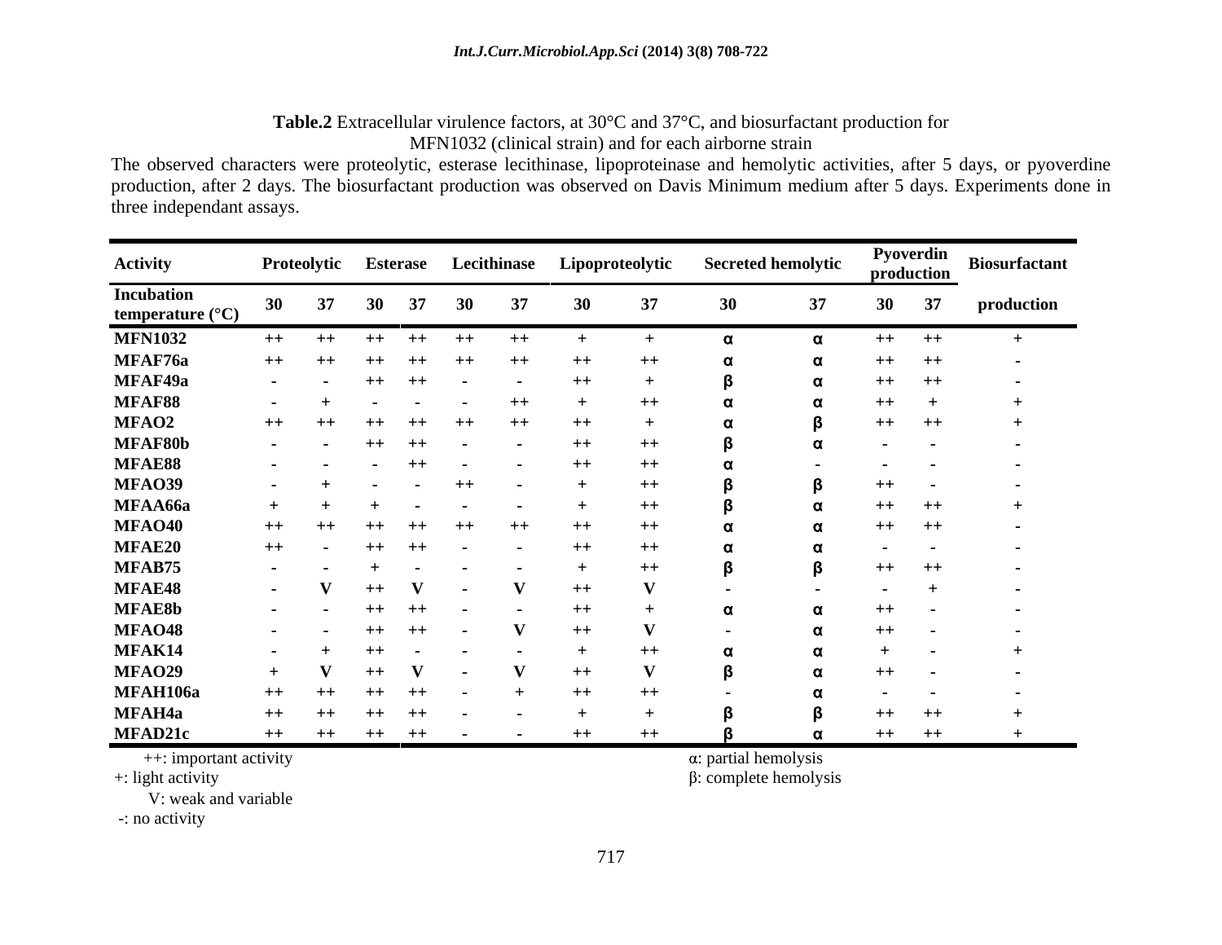**Table.2** Extracellular virulence factors, at 30°C and 37°C, and biosurfactant production for MFN1032 (clinical strain) and for each airborne strain

The observed characters were proteolytic, esterase lecithinase, lipoproteinase and hemolytic activities, after 5 days, or pyoverdine production, after 2 days. The biosurfactant production was observed on Davis Minimum medium after 5 days. Experiments done in three independant assays.

| Activity | Proteolytic | | Esterase | | Lecithinase | | Lipoproteolytic | | Secreted hemolytic | | Pyoverdin production | | Biosurfactant |
|---|---|---|---|---|---|---|---|---|---|---|---|---|---|
| Incubation temperature (°C) | 30 | 37 | 30 | 37 | 30 | 37 | 30 | 37 | 30 | 37 | 30 | 37 | production |
| **MFN1032** | ++ | ++ | ++ | ++ | ++ | ++ | + | + | α | α | ++ | ++ | + |
| **MFAF76a** | ++ | ++ | ++ | ++ | ++ | ++ | ++ | ++ | α | α | ++ | ++ | - |
| **MFAF49a** | - | - | ++ | ++ | - | - | ++ | + | β | α | ++ | ++ | - |
| **MFAF88** | - | + | - | - | - | ++ | + | ++ | α | α | ++ | + | + |
| **MFAO2** | ++ | ++ | ++ | ++ | ++ | ++ | ++ | + | α | β | ++ | ++ | + |
| **MFAF80b** | - | - | ++ | ++ | - | - | ++ | ++ | β | α | - | - | - |
| **MFAE88** | - | - | - | ++ | - | - | ++ | ++ | α | - | - | - | - |
| **MFAO39** | - | + | - | - | ++ | - | + | ++ | β | β | ++ | - | - |
| **MFAA66a** | + | + | + | - | - | - | + | ++ | β | α | ++ | ++ | + |
| **MFAO40** | ++ | ++ | ++ | ++ | ++ | ++ | ++ | ++ | α | α | ++ | ++ | - |
| **MFAE20** | ++ | - | ++ | ++ | - | - | ++ | ++ | α | α | - | - | - |
| **MFAB75** | - | - | + | - | - | - | + | ++ | β | β | ++ | ++ | - |
| **MFAE48** | - | **V** | ++ | **V** | - | **V** | ++ | **V** | - | - | - | + | - |
| **MFAE8b** | - | - | ++ | ++ | - | - | ++ | + | α | α | ++ | - | - |
| **MFAO48** | - | - | ++ | ++ | - | **V** | ++ | **V** | - | α | ++ | - | - |
| **MFAK14** | - | + | ++ | - | - | - | + | ++ | α | α | + | - | + |
| **MFAO29** | + | **V** | ++ | **V** | - | **V** | ++ | **V** | β | α | ++ | - | - |
| **MFAH106a** | ++ | ++ | ++ | ++ | - | + | ++ | ++ | - | α | - | - | - |
| **MFAH4a** | ++ | ++ | ++ | ++ | - | - | + | + | β | β | ++ | ++ | + |
| **MFAD21c** | ++ | ++ | ++ | ++ | - | - | ++ | ++ | β | α | ++ | ++ | + |

++: important activity
+: light activity
V: weak and variable
-: no activity

α: partial hemolysis
β: complete hemolysis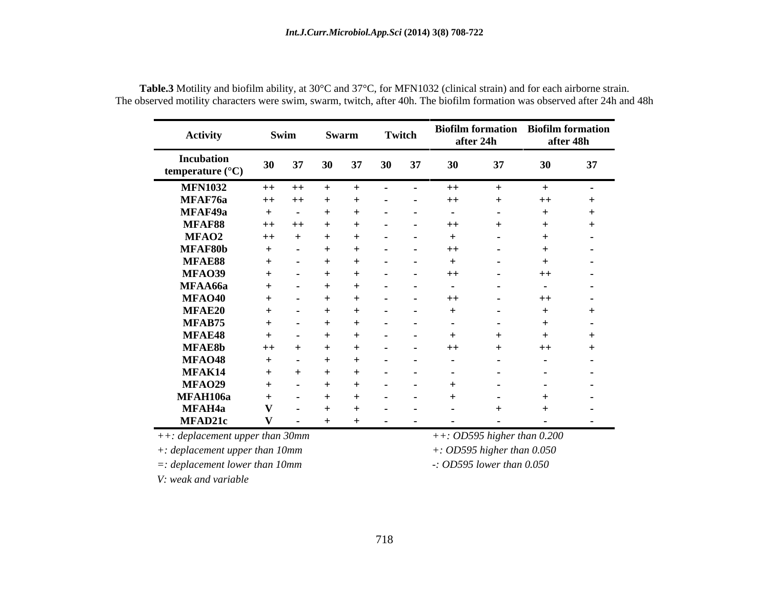**Table.3** Motility and biofilm ability, at 30°C and 37°C, for MFN1032 (clinical strain) and for each airborne strain. The observed motility characters were swim, swarm, twitch, after 40h. The biofilm formation was observed after 24h and 48h

| Activity | Swim | | Swarm | | Twitch | | Biofilm formation after 24h | | Biofilm formation after 48h | |
|---|---|---|---|---|---|---|---|---|---|---|
| Incubation temperature (°C) | 30 | 37 | 30 | 37 | 30 | 37 | 30 | 37 | 30 | 37 |
| MFN1032 | ++ | ++ | + | + | - | - | ++ | + | + | - |
| MFAF76a | ++ | ++ | + | + | - | - | ++ | + | ++ | + |
| MFAF49a | + | - | + | + | - | - | - | - | + | + |
| MFAF88 | ++ | ++ | + | + | - | - | ++ | + | + | + |
| MFAO2 | ++ | + | + | + | - | - | + | - | + | - |
| MFAF80b | + | - | + | + | - | - | ++ | - | + | - |
| MFAE88 | + | - | + | + | - | - | + | - | + | - |
| MFAO39 | + | - | + | + | - | - | ++ | - | ++ | - |
| MFAA66a | + | - | + | + | - | - | - | - | - | - |
| MFAO40 | + | - | + | + | - | - | ++ | - | ++ | - |
| MFAE20 | + | - | + | + | - | - | + | - | + | + |
| MFAB75 | + | - | + | + | - | - | - | - | + | - |
| MFAE48 | + | - | + | + | - | - | + | + | + | + |
| MFAE8b | ++ | + | + | + | - | - | ++ | + | ++ | + |
| MFAO48 | + | - | + | + | - | - | - | - | - | - |
| MFAK14 | + | + | + | + | - | - | - | - | - | - |
| MFAO29 | + | - | + | + | - | - | + | - | - | - |
| MFAH106a | + | - | + | + | - | - | + | - | + | - |
| MFAH4a | V | - | + | + | - | - | - | + | + | - |
| MFAD21c | V | - | + | + | - | - | - | - | - | - |

*++: deplacement upper than 30mm*
*+: deplacement upper than 10mm*
*=: deplacement lower than 10mm*
*V: weak and variable*

*++: OD595 higher than 0.200*
*+: OD595 higher than 0.050*
*-: OD595 lower than 0.050*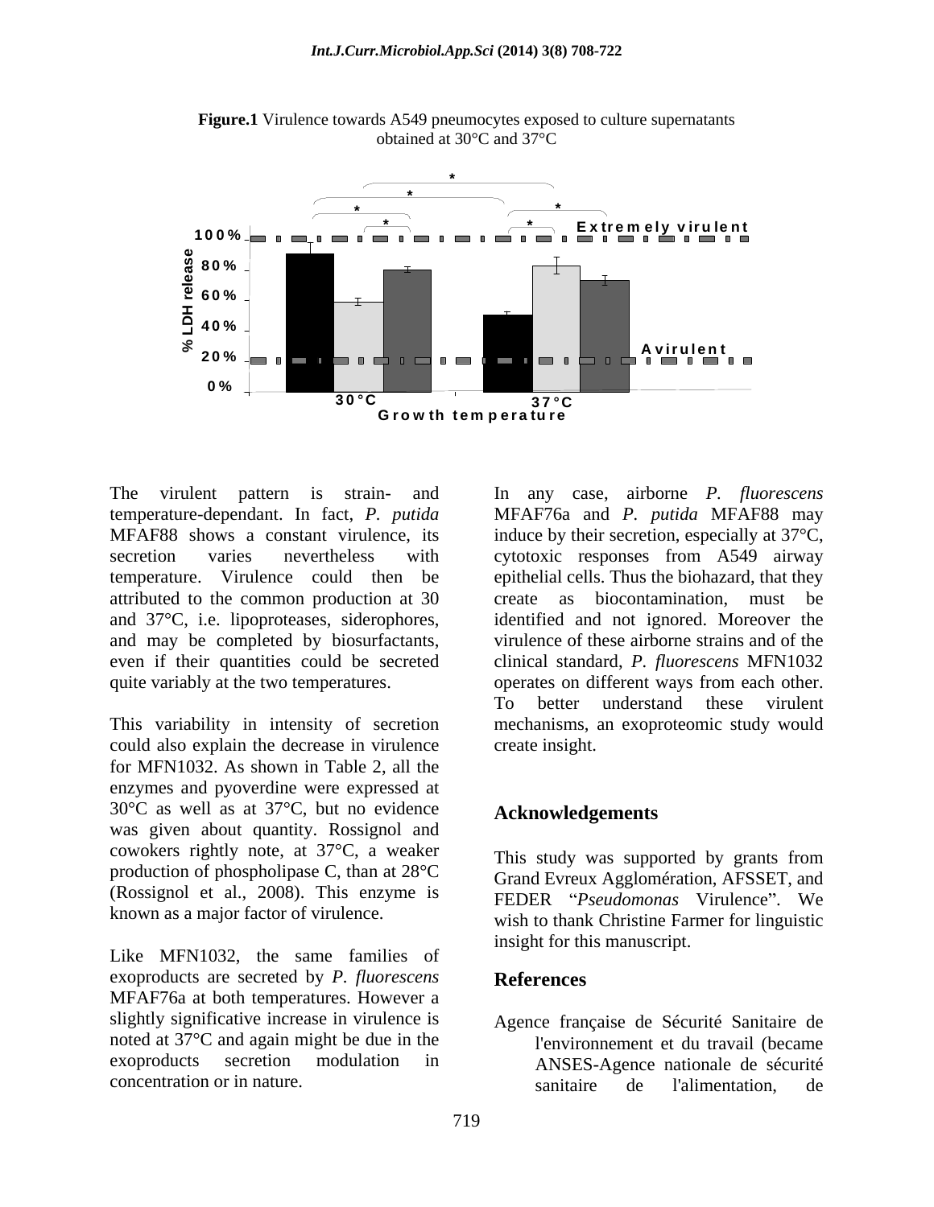**Figure.1** Virulence towards A549 pneumocytes exposed to culture supernatants obtained at 30°C and 37°C

The virulent pattern is strain- and temperature-dependant. In fact, *P. putida* MFAF88 shows a constant virulence, its secretion varies nevertheless with temperature. Virulence could then be attributed to the common production at 30 and 37°C, i.e. lipoproteases, siderophores, and may be completed by biosurfactants, even if their quantities could be secreted quite variably at the two temperatures.

This variability in intensity of secretion could also explain the decrease in virulence for MFN1032. As shown in Table 2, all the enzymes and pyoverdine were expressed at 30°C as well as at 37°C, but no evidence was given about quantity. Rossignol and cowokers rightly note, at 37°C, a weaker production of phospholipase C, than at 28°C (Rossignol et al., 2008). This enzyme is known as a major factor of virulence.

Like MFN1032, the same families of exoproducts are secreted by *P. fluorescens* MFAF76a at both temperatures. However a slightly significative increase in virulence is noted at 37°C and again might be due in the exoproducts secretion modulation in concentration or in nature.

In any case, airborne *P. fluorescens* MFAF76a and *P. putida* MFAF88 may induce by their secretion, especially at 37°C, cytotoxic responses from A549 airway epithelial cells. Thus the biohazard, that they create as biocontamination, must be identified and not ignored. Moreover the virulence of these airborne strains and of the clinical standard, *P. fluorescens* MFN1032 operates on different ways from each other. To better understand these virulent mechanisms, an exoproteomic study would create insight.

## Acknowledgements

This study was supported by grants from Grand Evreux Agglomération, AFSSET, and FEDER "*Pseudomonas* Virulence". We wish to thank Christine Farmer for linguistic insight for this manuscript.

## References

Agence française de Sécurité Sanitaire de l'environnement et du travail (became ANSES-Agence nationale de sécurité sanitaire de l'alimentation, de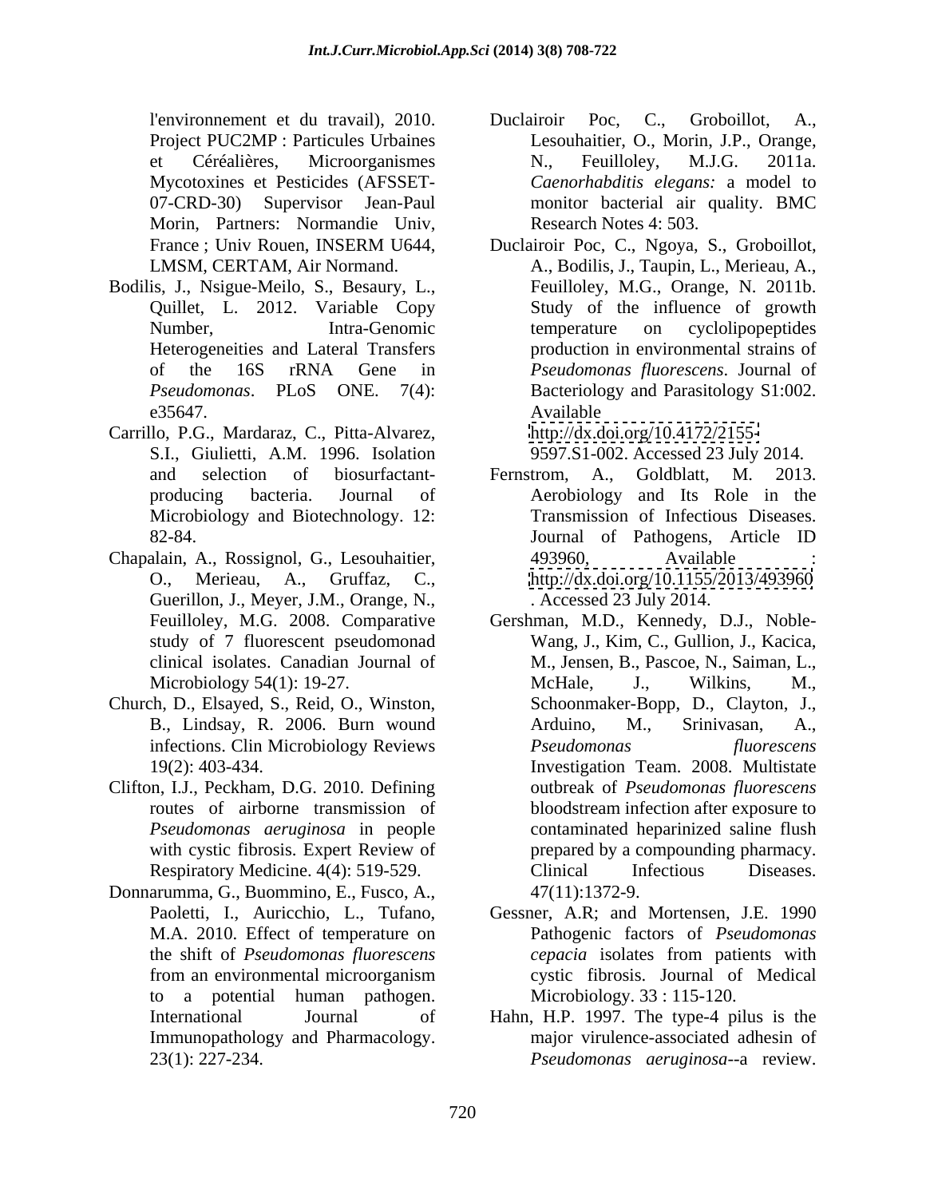l'environnement et du travail), 2010. Project PUC2MP : Particules Urbaines et Céréalières, Microorganismes Mycotoxines et Pesticides (AFSSET-07-CRD-30) Supervisor Jean-Paul Morin, Partners: Normandie Univ, France ; Univ Rouen, INSERM U644, LMSM, CERTAM, Air Normand.

Bodilis, J., Nsigue-Meilo, S., Besaury, L., Quillet, L. 2012. Variable Copy Number, Intra-Genomic Heterogeneities and Lateral Transfers of the 16S rRNA Gene in *Pseudomonas*. PLoS ONE. 7(4): e35647.

Carrillo, P.G., Mardaraz, C., Pitta-Alvarez, S.I., Giulietti, A.M. 1996. Isolation and selection of biosurfactant-producing bacteria. Journal of Microbiology and Biotechnology. 12: 82-84.

Chapalain, A., Rossignol, G., Lesouhaitier, O., Merieau, A., Gruffaz, C., Guerillon, J., Meyer, J.M., Orange, N., Feuilloley, M.G. 2008. Comparative study of 7 fluorescent pseudomonad clinical isolates. Canadian Journal of Microbiology 54(1): 19-27.

Church, D., Elsayed, S., Reid, O., Winston, B., Lindsay, R. 2006. Burn wound infections. Clin Microbiology Reviews 19(2): 403-434.

Clifton, I.J., Peckham, D.G. 2010. Defining routes of airborne transmission of *Pseudomonas aeruginosa* in people with cystic fibrosis. Expert Review of Respiratory Medicine. 4(4): 519-529.

Donnarumma, G., Buommino, E., Fusco, A., Paoletti, I., Auricchio, L., Tufano, M.A. 2010. Effect of temperature on the shift of *Pseudomonas fluorescens* from an environmental microorganism to a potential human pathogen. International Journal of Immunopathology and Pharmacology. 23(1): 227-234.

Duclairoir Poc, C., Groboillot, A., Lesouhaitier, O., Morin, J.P., Orange, N., Feuilloley, M.J.G. 2011a. *Caenorhabditis elegans:* a model to monitor bacterial air quality. BMC Research Notes 4: 503.

Duclairoir Poc, C., Ngoya, S., Groboillot, A., Bodilis, J., Taupin, L., Merieau, A., Feuilloley, M.G., Orange, N. 2011b. Study of the influence of growth temperature on cyclolipopeptides production in environmental strains of *Pseudomonas fluorescens*. Journal of Bacteriology and Parasitology S1:002. Available http://dx.doi.org/10.4172/2155-9597.S1-002. Accessed 23 July 2014.

Fernstrom, A., Goldblatt, M. 2013. Aerobiology and Its Role in the Transmission of Infectious Diseases. Journal of Pathogens, Article ID 493960, Available : http://dx.doi.org/10.1155/2013/493960 . Accessed 23 July 2014.

Gershman, M.D., Kennedy, D.J., Noble-Wang, J., Kim, C., Gullion, J., Kacica, M., Jensen, B., Pascoe, N., Saiman, L., McHale, J., Wilkins, M., Schoonmaker-Bopp, D., Clayton, J., Arduino, M., Srinivasan, A., *Pseudomonas fluorescens* Investigation Team. 2008. Multistate outbreak of *Pseudomonas fluorescens* bloodstream infection after exposure to contaminated heparinized saline flush prepared by a compounding pharmacy. Clinical Infectious Diseases. 47(11):1372-9.

Gessner, A.R; and Mortensen, J.E. 1990 Pathogenic factors of *Pseudomonas cepacia* isolates from patients with cystic fibrosis. Journal of Medical Microbiology. 33 : 115-120.

Hahn, H.P. 1997. The type-4 pilus is the major virulence-associated adhesin of *Pseudomonas aeruginosa*--a review.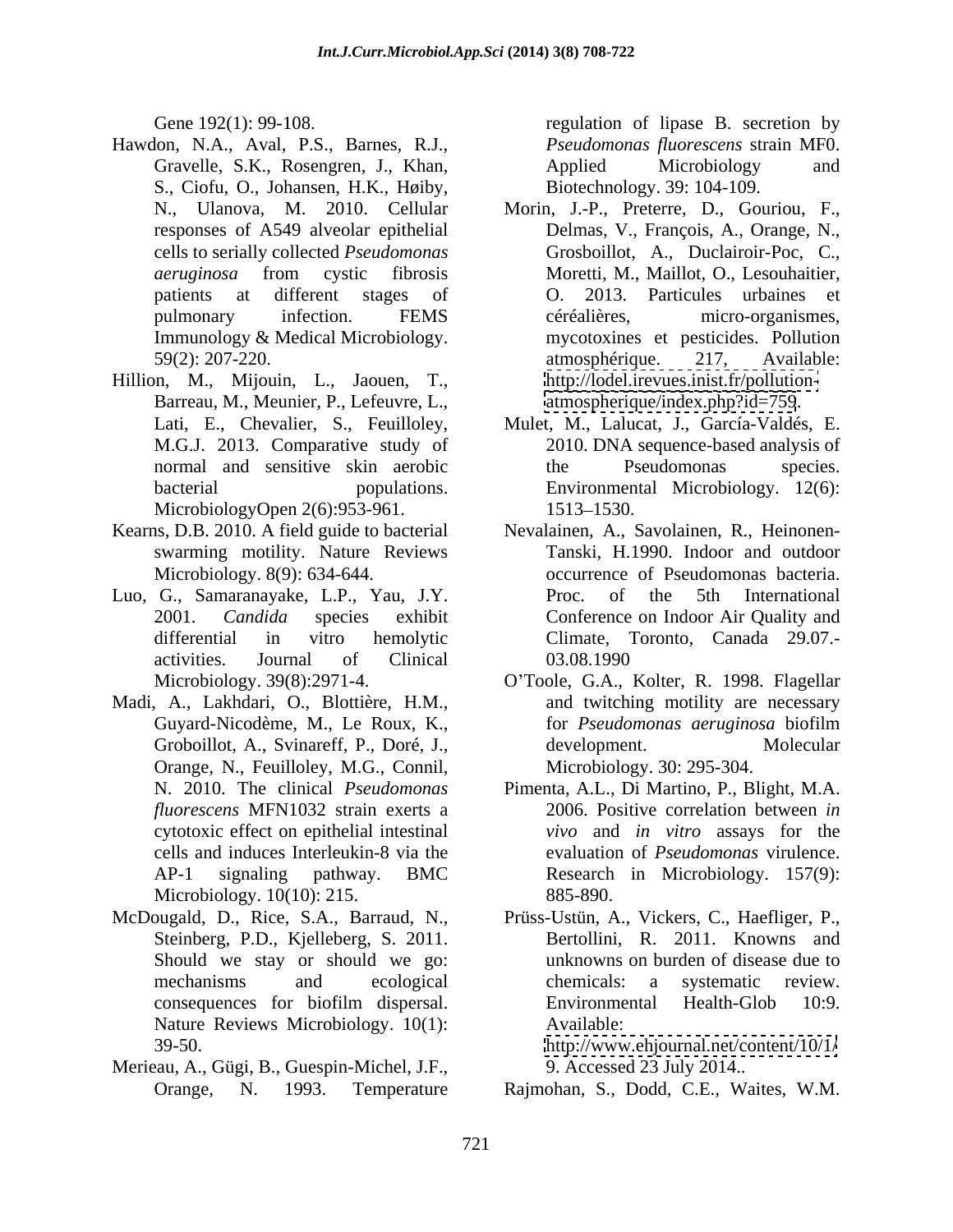Gene 192(1): 99-108.

Hawdon, N.A., Aval, P.S., Barnes, R.J., Gravelle, S.K., Rosengren, J., Khan, S., Ciofu, O., Johansen, H.K., Høiby, N., Ulanova, M. 2010. Cellular responses of A549 alveolar epithelial cells to serially collected *Pseudomonas aeruginosa* from cystic fibrosis patients at different stages of pulmonary infection. FEMS Immunology & Medical Microbiology. 59(2): 207-220.

Hillion, M., Mijouin, L., Jaouen, T., Barreau, M., Meunier, P., Lefeuvre, L., Lati, E., Chevalier, S., Feuilloley, M.G.J. 2013. Comparative study of normal and sensitive skin aerobic bacterial populations. MicrobiologyOpen 2(6):953-961.

Kearns, D.B. 2010. A field guide to bacterial swarming motility. Nature Reviews Microbiology. 8(9): 634-644.

Luo, G., Samaranayake, L.P., Yau, J.Y. 2001. *Candida* species exhibit differential in vitro hemolytic activities. Journal of Clinical Microbiology. 39(8):2971-4.

Madi, A., Lakhdari, O., Blottière, H.M., Guyard-Nicodème, M., Le Roux, K., Groboillot, A., Svinareff, P., Doré, J., Orange, N., Feuilloley, M.G., Connil, N. 2010. The clinical *Pseudomonas fluorescens* MFN1032 strain exerts a cytotoxic effect on epithelial intestinal cells and induces Interleukin-8 via the AP-1 signaling pathway. BMC Microbiology. 10(10): 215.

McDougald, D., Rice, S.A., Barraud, N., Steinberg, P.D., Kjelleberg, S. 2011. Should we stay or should we go: mechanisms and ecological consequences for biofilm dispersal. Nature Reviews Microbiology. 10(1): 39-50.

Merieau, A., Gügi, B., Guespin-Michel, J.F., Orange, N. 1993. Temperature regulation of lipase B. secretion by *Pseudomonas fluorescens* strain MF0. Applied Microbiology and Biotechnology. 39: 104-109.

Morin, J.-P., Preterre, D., Gouriou, F., Delmas, V., François, A., Orange, N., Grosboillot, A., Duclairoir-Poc, C., Moretti, M., Maillot, O., Lesouhaitier, O. 2013. Particules urbaines et céréalières, micro-organismes, mycotoxines et pesticides. Pollution atmosphérique. 217, Available: http://lodel.irevues.inist.fr/pollution-atmospherique/index.php?id=759.

Mulet, M., Lalucat, J., García-Valdés, E. 2010. DNA sequence-based analysis of the Pseudomonas species. Environmental Microbiology. 12(6): 1513–1530.

Nevalainen, A., Savolainen, R., Heinonen-Tanski, H.1990. Indoor and outdoor occurrence of Pseudomonas bacteria. Proc. of the 5th International Conference on Indoor Air Quality and Climate, Toronto, Canada 29.07.-03.08.1990

O'Toole, G.A., Kolter, R. 1998. Flagellar and twitching motility are necessary for *Pseudomonas aeruginosa* biofilm development. Molecular Microbiology. 30: 295-304.

Pimenta, A.L., Di Martino, P., Blight, M.A. 2006. Positive correlation between *in vivo* and *in vitro* assays for the evaluation of *Pseudomonas* virulence. Research in Microbiology. 157(9): 885-890.

Prüss-Ustün, A., Vickers, C., Haefliger, P., Bertollini, R. 2011. Knowns and unknowns on burden of disease due to chemicals: a systematic review. Environmental Health-Glob 10:9. Available: http://www.ehjournal.net/content/10/1/9. Accessed 23 July 2014..

Rajmohan, S., Dodd, C.E., Waites, W.M.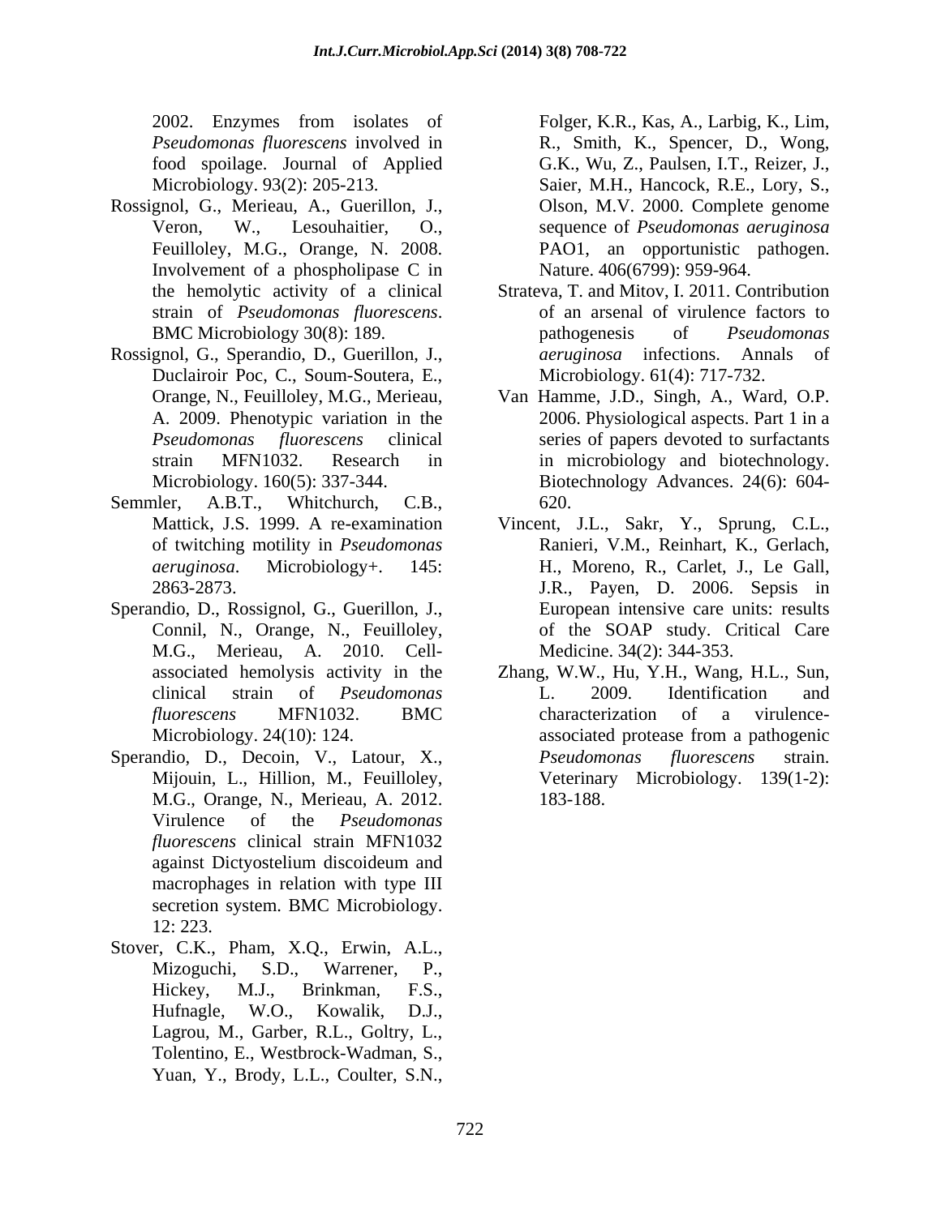2002. Enzymes from isolates of *Pseudomonas fluorescens* involved in food spoilage. Journal of Applied Microbiology. 93(2): 205-213.

Rossignol, G., Merieau, A., Guerillon, J., Veron, W., Lesouhaitier, O., Feuilloley, M.G., Orange, N. 2008. Involvement of a phospholipase C in the hemolytic activity of a clinical strain of *Pseudomonas fluorescens*. BMC Microbiology 30(8): 189.

Rossignol, G., Sperandio, D., Guerillon, J., Duclairoir Poc, C., Soum-Soutera, E., Orange, N., Feuilloley, M.G., Merieau, A. 2009. Phenotypic variation in the *Pseudomonas fluorescens* clinical strain MFN1032. Research in Microbiology. 160(5): 337-344.

Semmler, A.B.T., Whitchurch, C.B., Mattick, J.S. 1999. A re-examination of twitching motility in *Pseudomonas aeruginosa*. Microbiology+. 145: 2863-2873.

Sperandio, D., Rossignol, G., Guerillon, J., Connil, N., Orange, N., Feuilloley, M.G., Merieau, A. 2010. Cell-associated hemolysis activity in the clinical strain of *Pseudomonas fluorescens* MFN1032. BMC Microbiology. 24(10): 124.

Sperandio, D., Decoin, V., Latour, X., Mijouin, L., Hillion, M., Feuilloley, M.G., Orange, N., Merieau, A. 2012. Virulence of the *Pseudomonas fluorescens* clinical strain MFN1032 against Dictyostelium discoideum and macrophages in relation with type III secretion system. BMC Microbiology. 12: 223.

Stover, C.K., Pham, X.Q., Erwin, A.L., Mizoguchi, S.D., Warrener, P., Hickey, M.J., Brinkman, F.S., Hufnagle, W.O., Kowalik, D.J., Lagrou, M., Garber, R.L., Goltry, L., Tolentino, E., Westbrock-Wadman, S., Yuan, Y., Brody, L.L., Coulter, S.N., Folger, K.R., Kas, A., Larbig, K., Lim, R., Smith, K., Spencer, D., Wong, G.K., Wu, Z., Paulsen, I.T., Reizer, J., Saier, M.H., Hancock, R.E., Lory, S., Olson, M.V. 2000. Complete genome sequence of *Pseudomonas aeruginosa* PAO1, an opportunistic pathogen. Nature. 406(6799): 959-964.

Strateva, T. and Mitov, I. 2011. Contribution of an arsenal of virulence factors to pathogenesis of *Pseudomonas aeruginosa* infections. Annals of Microbiology. 61(4): 717-732.

Van Hamme, J.D., Singh, A., Ward, O.P. 2006. Physiological aspects. Part 1 in a series of papers devoted to surfactants in microbiology and biotechnology. Biotechnology Advances. 24(6): 604-620.

Vincent, J.L., Sakr, Y., Sprung, C.L., Ranieri, V.M., Reinhart, K., Gerlach, H., Moreno, R., Carlet, J., Le Gall, J.R., Payen, D. 2006. Sepsis in European intensive care units: results of the SOAP study. Critical Care Medicine. 34(2): 344-353.

Zhang, W.W., Hu, Y.H., Wang, H.L., Sun, L. 2009. Identification and characterization of a virulence-associated protease from a pathogenic *Pseudomonas fluorescens* strain. Veterinary Microbiology. 139(1-2): 183-188.